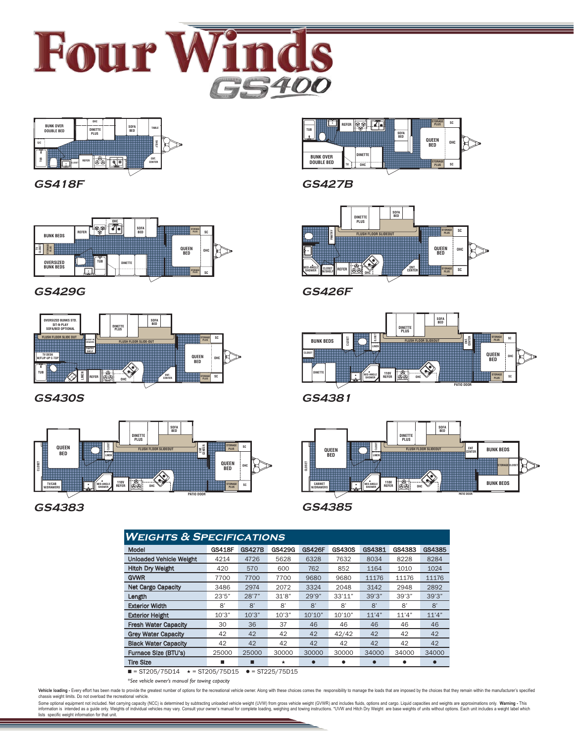# Four Winds GS400

GS418F

GS427B

GS429G

GS426F

GS430S

GS4381

GS4383

GS4385

## Weights & Specifications

| Model | GS418F | GS427B | GS429G | GS426F | GS430S | GS4381 | GS4383 | GS4385 |
|---|---|---|---|---|---|---|---|---|
| Unloaded Vehicle Weight | 4214 | 4726 | 5628 | 6328 | 7632 | 8034 | 8228 | 8284 |
| Hitch Dry Weight | 420 | 570 | 600 | 762 | 852 | 1164 | 1010 | 1024 |
| GVWR | 7700 | 7700 | 7700 | 9680 | 9680 | 11176 | 11176 | 11176 |
| Net Cargo Capacity | 3486 | 2974 | 2072 | 3324 | 2048 | 3142 | 2948 | 2892 |
| Length | 23'5" | 28'7" | 31'8" | 29'9" | 33'11" | 39'3" | 39'3" | 39'3" |
| Exterior Width | 8' | 8' | 8' | 8' | 8' | 8' | 8' | 8' |
| Exterior Height | 10'3" | 10'3" | 10'3" | 10'10" | 10'10" | 11'4" | 11'4" | 11'4" |
| Fresh Water Capacity | 30 | 36 | 37 | 46 | 46 | 46 | 46 | 46 |
| Grey Water Capacity | 42 | 42 | 42 | 42 | 42/42 | 42 | 42 | 42 |
| Black Water Capacity | 42 | 42 | 42 | 42 | 42 | 42 | 42 | 42 |
| Furnace Size (BTU's) | 25000 | 25000 | 30000 | 30000 | 30000 | 34000 | 34000 | 34000 |
| Tire Size | ■ | ■ | ★ | ● | ● | ● | ● | ● |

■ = ST205/75D14 ★ = ST205/75D15 ● = ST225/75D15

*See vehicle owner's manual for towing capacity*

**Vehicle loading -** Every effort has been made to provide the greatest number of options for the recreational vehicle owner. Along with these choices comes the responsibility to manage the loads that are imposed by the choices that they remain within the manufacturer's specified chassis weight limits. Do not overload the recreational vehicle.

Some optional equipment not included. Net carrying capacity (NCC) is determined by subtracting unloaded vehicle weight (UVW) from gross vehicle weight (GVWR) and includes fluids, options and cargo. Liquid capacities and weights are approximations only. **Warning -** This information is intended as a guide only. Weights of individual vehicles may vary. Consult your owner's manual for complete loading, weighing and towing instructions. *UVW and Hitch Dry Weight are base weights of units without options. Each unit includes a weight label which lists specific weight information for that unit.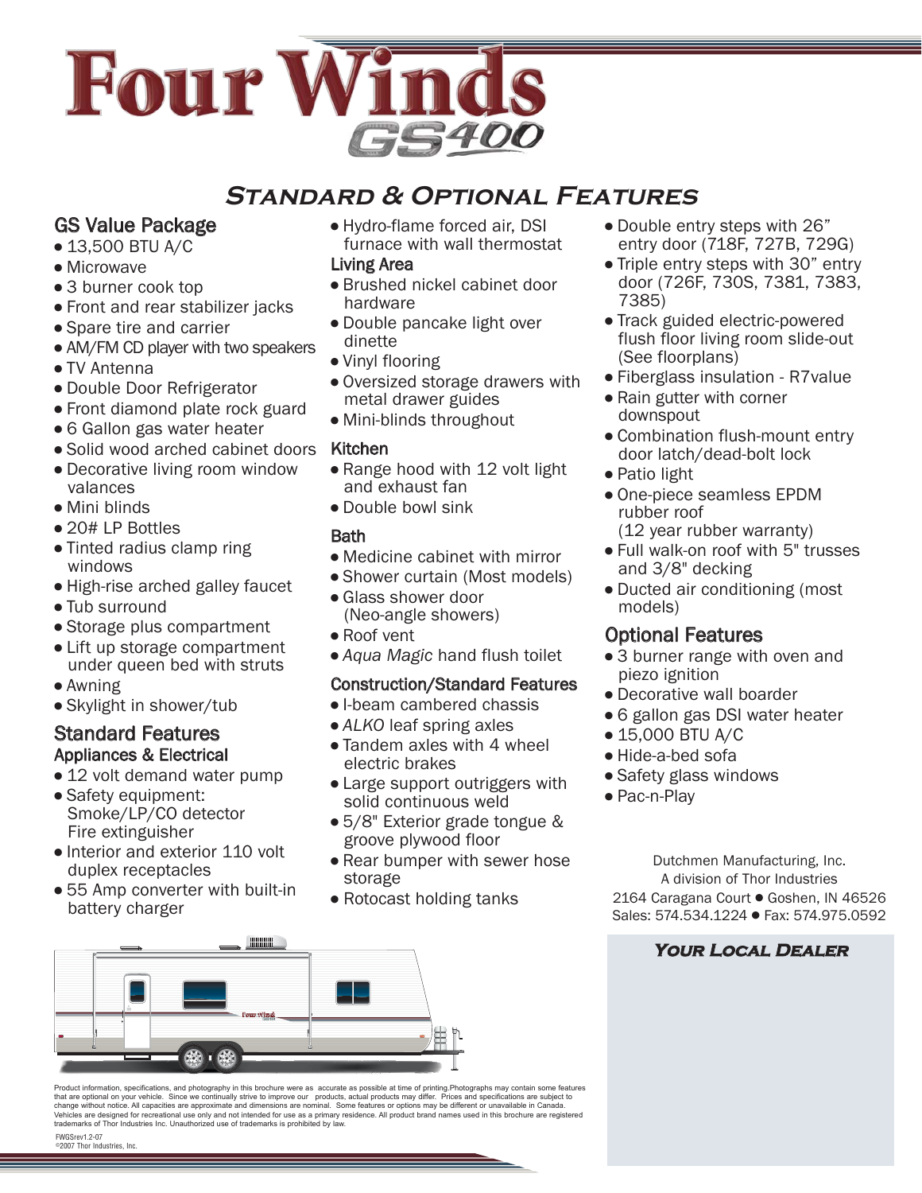# Four Winds GS400

## Standard & Optional Features

### GS Value Package

- 13,500 BTU A/C
- Microwave
- 3 burner cook top
- Front and rear stabilizer jacks
- Spare tire and carrier
- AM/FM CD player with two speakers
- TV Antenna
- Double Door Refrigerator
- Front diamond plate rock guard
- 6 Gallon gas water heater
- Solid wood arched cabinet doors
- Decorative living room window valances
- Mini blinds
- 20# LP Bottles
- Tinted radius clamp ring windows
- High-rise arched galley faucet
- Tub surround
- Storage plus compartment
- Lift up storage compartment under queen bed with struts
- Awning
- Skylight in shower/tub

### Standard Features

#### Appliances & Electrical

- 12 volt demand water pump
- Safety equipment: Smoke/LP/CO detector Fire extinguisher
- Interior and exterior 110 volt duplex receptacles
- 55 Amp converter with built-in battery charger
- Hydro-flame forced air, DSI furnace with wall thermostat

#### Living Area

- Brushed nickel cabinet door hardware
- Double pancake light over dinette
- Vinyl flooring
- Oversized storage drawers with metal drawer guides
- Mini-blinds throughout

#### Kitchen

- Range hood with 12 volt light and exhaust fan
- Double bowl sink

#### Bath

- Medicine cabinet with mirror
- Shower curtain (Most models)
- Glass shower door (Neo-angle showers)
- Roof vent
- *Aqua Magic* hand flush toilet

#### Construction/Standard Features

- I-beam cambered chassis
- *ALKO* leaf spring axles
- Tandem axles with 4 wheel electric brakes
- Large support outriggers with solid continuous weld
- 5/8" Exterior grade tongue & groove plywood floor
- Rear bumper with sewer hose storage
- Rotocast holding tanks
- Double entry steps with 26" entry door (718F, 727B, 729G)
- Triple entry steps with 30" entry door (726F, 730S, 7381, 7383, 7385)
- Track guided electric-powered flush floor living room slide-out (See floorplans)
- Fiberglass insulation - R7value
- Rain gutter with corner downspout
- Combination flush-mount entry door latch/dead-bolt lock
- Patio light
- One-piece seamless EPDM rubber roof (12 year rubber warranty)
- Full walk-on roof with 5" trusses and 3/8" decking
- Ducted air conditioning (most models)

### Optional Features

- 3 burner range with oven and piezo ignition
- Decorative wall boarder
- 6 gallon gas DSI water heater
- 15,000 BTU A/C
- Hide-a-bed sofa
- Safety glass windows
- Pac-n-Play

Dutchmen Manufacturing, Inc.
A division of Thor Industries
2164 Caragana Court ● Goshen, IN 46526
Sales: 574.534.1224 ● Fax: 574.975.0592

**Your Local Dealer**

Product information, specifications, and photography in this brochure were as accurate as possible at time of printing.Photographs may contain some features that are optional on your vehicle. Since we continually strive to improve our products, actual products may differ. Prices and specifications are subject to change without notice. All capacities are approximate and dimensions are nominal. Some features or options may be different or unavailable in Canada. Vehicles are designed for recreational use only and not intended for use as a primary residence. All product brand names used in this brochure are registered trademarks of Thor Industries Inc. Unauthorized use of trademarks is prohibited by law.

FWGSrev1.2-07
©2007 Thor Industries, Inc.